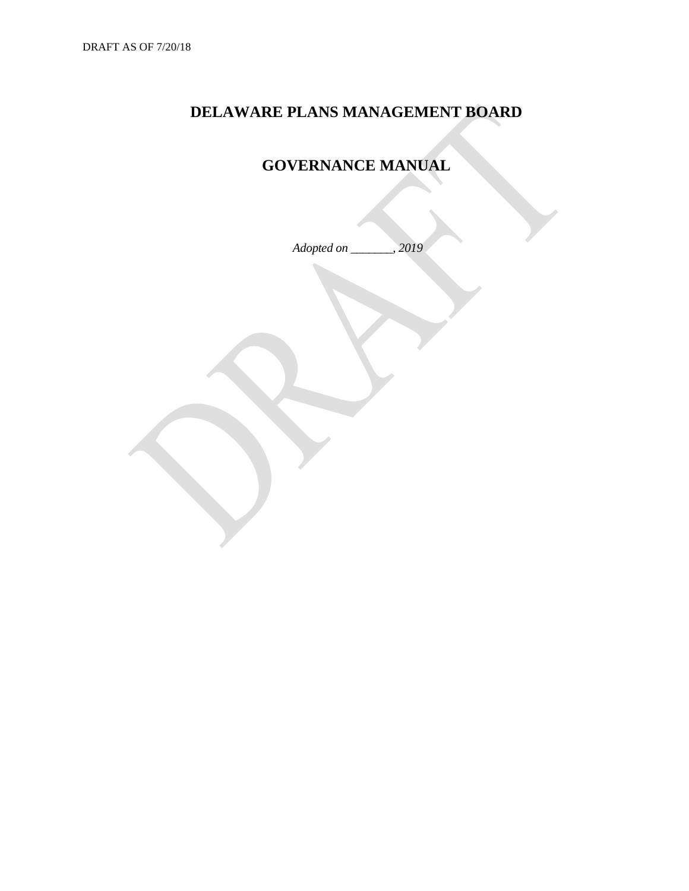DRAFT AS OF 7/20/18

# DELAWARE PLANS MANAGEMENT BOARD

# GOVERNANCE MANUAL

*Adopted on _______, 2019*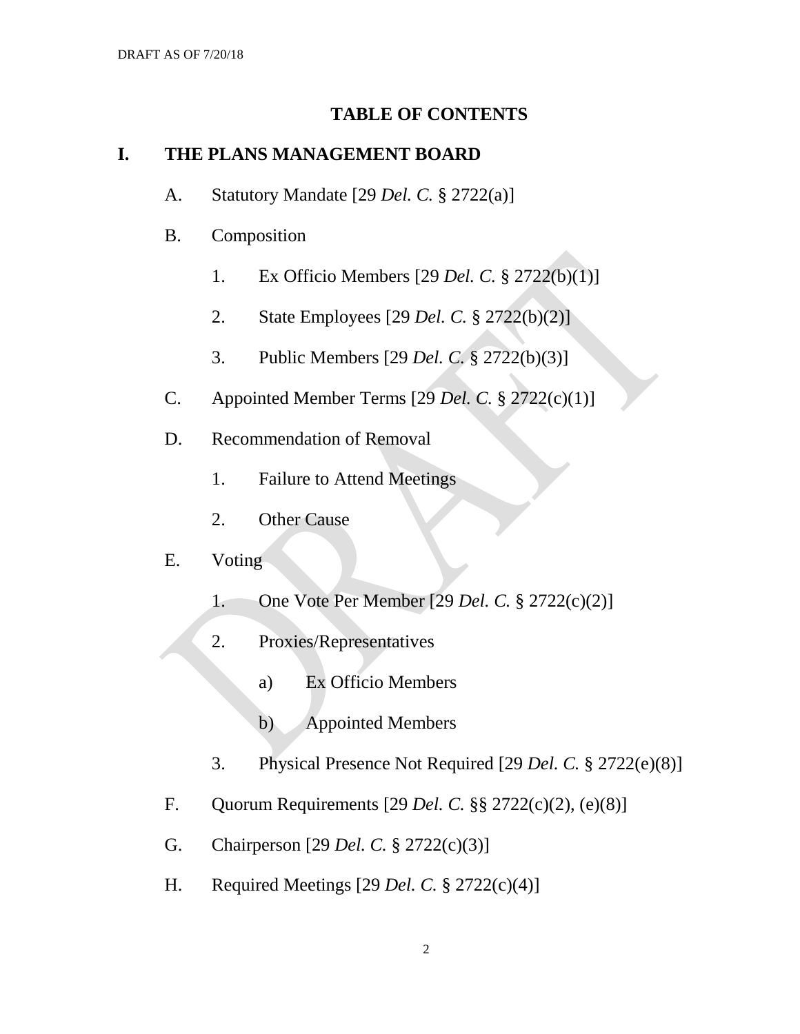## TABLE OF CONTENTS

### I. THE PLANS MANAGEMENT BOARD

- A. Statutory Mandate [29 *Del. C.* § 2722(a)]
- B. Composition
  - 1. Ex Officio Members [29 *Del. C.* § 2722(b)(1)]
  - 2. State Employees [29 *Del. C.* § 2722(b)(2)]
  - 3. Public Members [29 *Del. C.* § 2722(b)(3)]
- C. Appointed Member Terms [29 *Del. C.* § 2722(c)(1)]
- D. Recommendation of Removal
  - 1. Failure to Attend Meetings
  - 2. Other Cause
- E. Voting
  - 1. One Vote Per Member [29 *Del. C.* § 2722(c)(2)]
  - 2. Proxies/Representatives
    - a) Ex Officio Members
    - b) Appointed Members
  - 3. Physical Presence Not Required [29 *Del. C.* § 2722(e)(8)]
- F. Quorum Requirements [29 *Del. C.* §§ 2722(c)(2), (e)(8)]
- G. Chairperson [29 *Del. C.* § 2722(c)(3)]
- H. Required Meetings [29 *Del. C.* § 2722(c)(4)]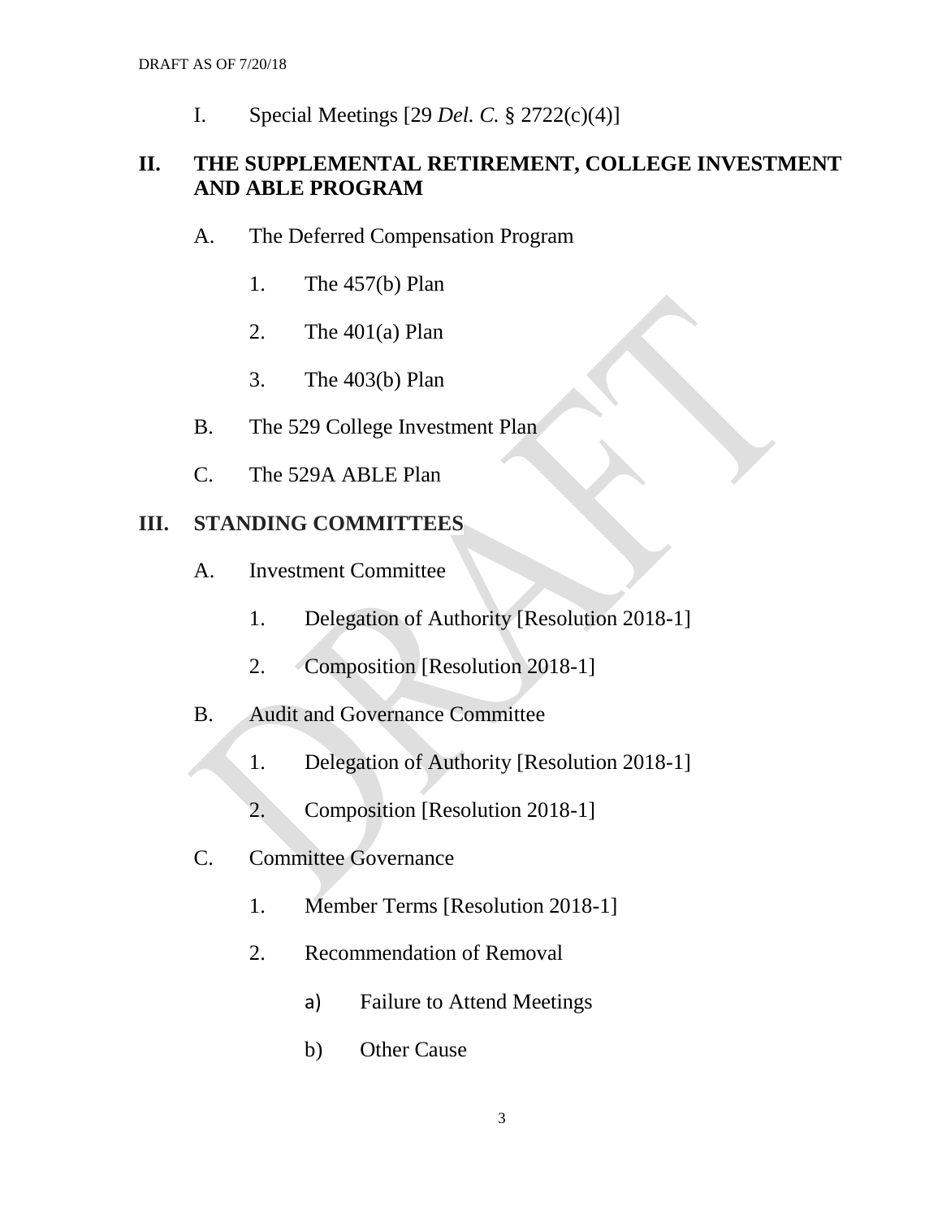I. Special Meetings [29 *Del. C.* § 2722(c)(4)]

## II. THE SUPPLEMENTAL RETIREMENT, COLLEGE INVESTMENT AND ABLE PROGRAM

A. The Deferred Compensation Program

1. The 457(b) Plan

2. The 401(a) Plan

3. The 403(b) Plan

B. The 529 College Investment Plan

C. The 529A ABLE Plan

## III. STANDING COMMITTEES

A. Investment Committee

1. Delegation of Authority [Resolution 2018-1]

2. Composition [Resolution 2018-1]

B. Audit and Governance Committee

1. Delegation of Authority [Resolution 2018-1]

2. Composition [Resolution 2018-1]

C. Committee Governance

1. Member Terms [Resolution 2018-1]

2. Recommendation of Removal

a) Failure to Attend Meetings

b) Other Cause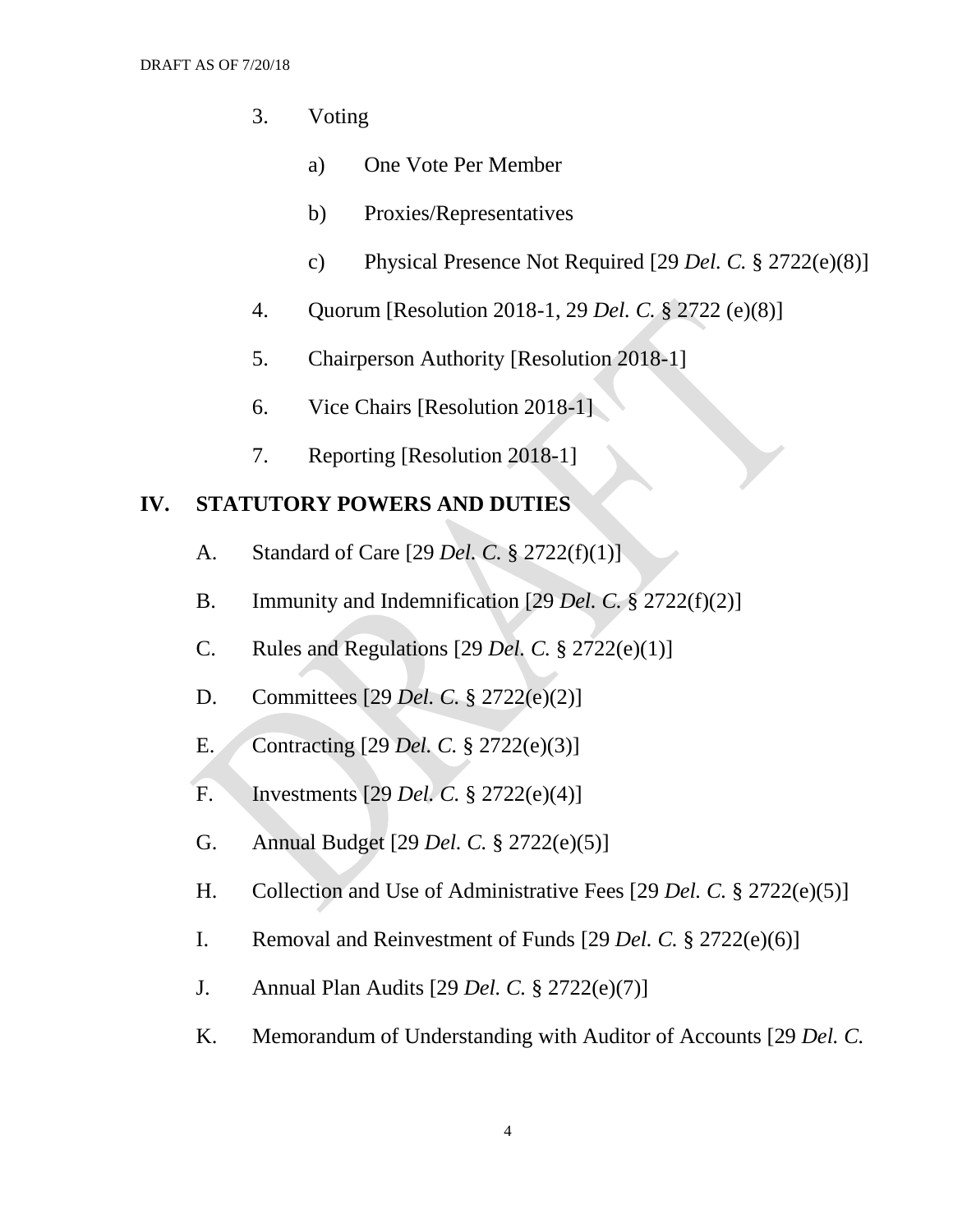3. Voting

    a) One Vote Per Member

    b) Proxies/Representatives

    c) Physical Presence Not Required [29 *Del. C.* § 2722(e)(8)]

4. Quorum [Resolution 2018-1, 29 *Del. C.* § 2722 (e)(8)]

5. Chairperson Authority [Resolution 2018-1]

6. Vice Chairs [Resolution 2018-1]

7. Reporting [Resolution 2018-1]

## IV. STATUTORY POWERS AND DUTIES

A. Standard of Care [29 *Del. C.* § 2722(f)(1)]

B. Immunity and Indemnification [29 *Del. C.* § 2722(f)(2)]

C. Rules and Regulations [29 *Del. C.* § 2722(e)(1)]

D. Committees [29 *Del. C.* § 2722(e)(2)]

E. Contracting [29 *Del. C.* § 2722(e)(3)]

F. Investments [29 *Del. C.* § 2722(e)(4)]

G. Annual Budget [29 *Del. C.* § 2722(e)(5)]

H. Collection and Use of Administrative Fees [29 *Del. C.* § 2722(e)(5)]

I. Removal and Reinvestment of Funds [29 *Del. C.* § 2722(e)(6)]

J. Annual Plan Audits [29 *Del. C.* § 2722(e)(7)]

K. Memorandum of Understanding with Auditor of Accounts [29 *Del. C.*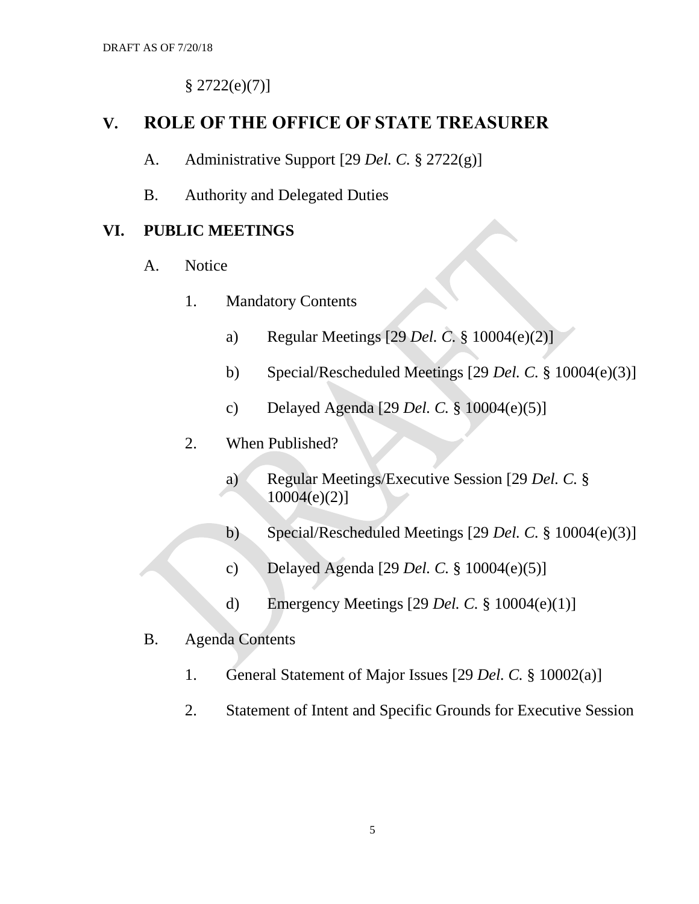§ 2722(e)(7)]

## V. ROLE OF THE OFFICE OF STATE TREASURER

A. Administrative Support [29 *Del. C.* § 2722(g)]

B. Authority and Delegated Duties

## VI. PUBLIC MEETINGS

A. Notice

1. Mandatory Contents

 a) Regular Meetings [29 *Del. C.* § 10004(e)(2)]

 b) Special/Rescheduled Meetings [29 *Del. C.* § 10004(e)(3)]

 c) Delayed Agenda [29 *Del. C.* § 10004(e)(5)]

2. When Published?

 a) Regular Meetings/Executive Session [29 *Del. C.* § 10004(e)(2)]

 b) Special/Rescheduled Meetings [29 *Del. C.* § 10004(e)(3)]

 c) Delayed Agenda [29 *Del. C.* § 10004(e)(5)]

 d) Emergency Meetings [29 *Del. C.* § 10004(e)(1)]

B. Agenda Contents

1. General Statement of Major Issues [29 *Del. C.* § 10002(a)]

2. Statement of Intent and Specific Grounds for Executive Session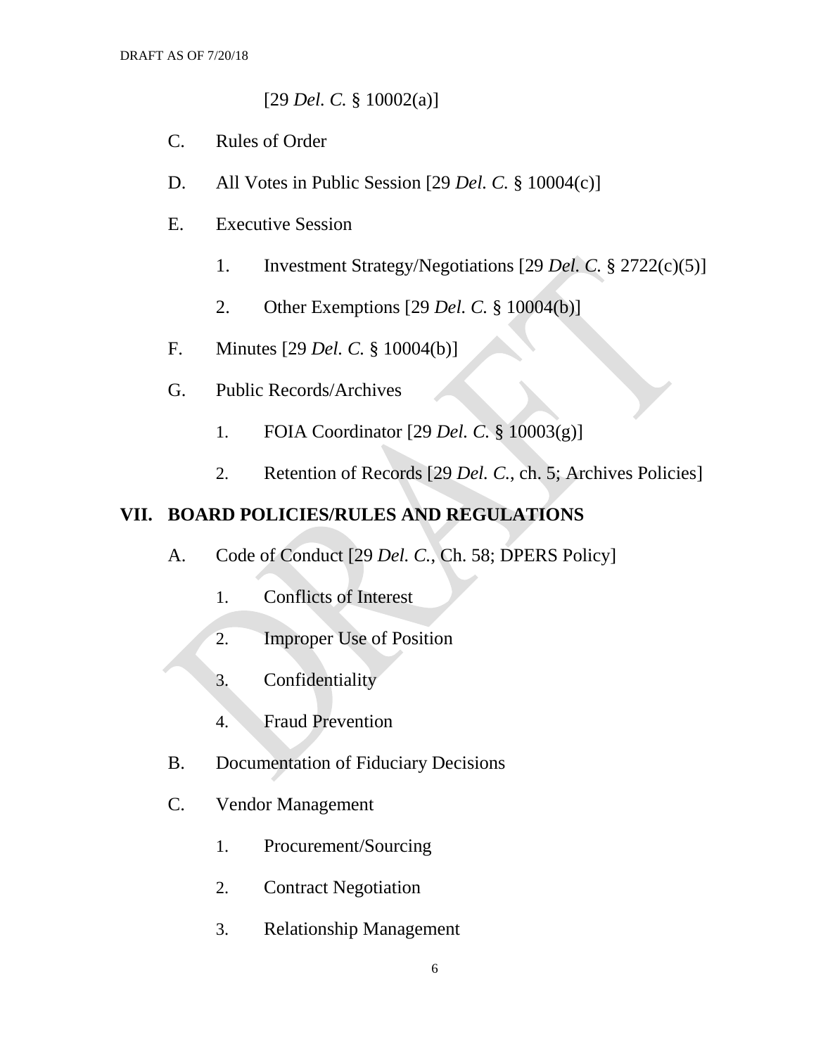[29 *Del. C.* § 10002(a)]

C. Rules of Order

D. All Votes in Public Session [29 *Del. C.* § 10004(c)]

E. Executive Session

1. Investment Strategy/Negotiations [29 *Del. C.* § 2722(c)(5)]

2. Other Exemptions [29 *Del. C.* § 10004(b)]

F. Minutes [29 *Del. C.* § 10004(b)]

G. Public Records/Archives

1. FOIA Coordinator [29 *Del. C.* § 10003(g)]

2. Retention of Records [29 *Del. C.*, ch. 5; Archives Policies]

## VII. BOARD POLICIES/RULES AND REGULATIONS

A. Code of Conduct [29 *Del. C.*, Ch. 58; DPERS Policy]

1. Conflicts of Interest

2. Improper Use of Position

3. Confidentiality

4. Fraud Prevention

B. Documentation of Fiduciary Decisions

C. Vendor Management

1. Procurement/Sourcing

2. Contract Negotiation

3. Relationship Management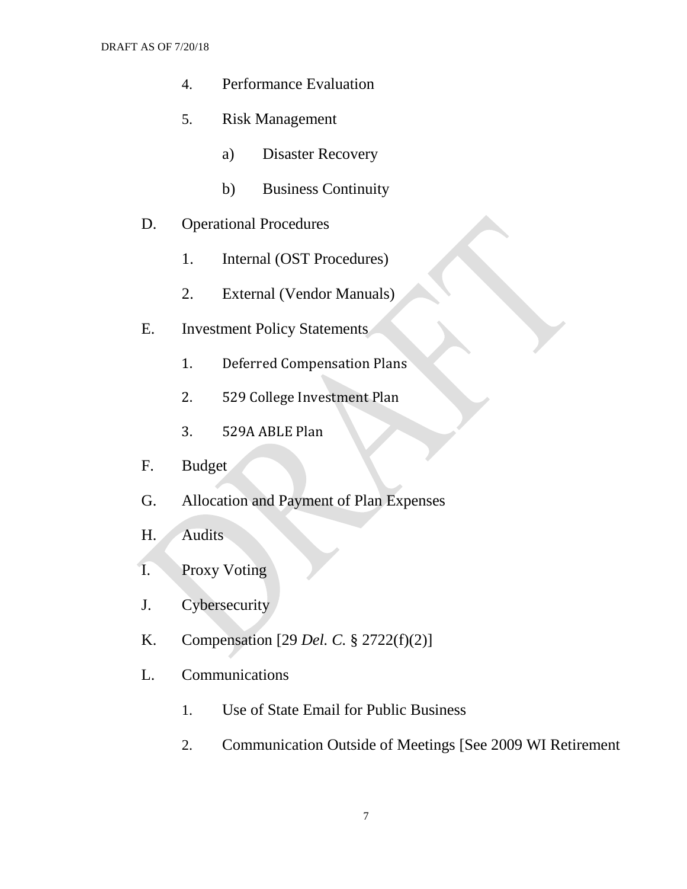4. Performance Evaluation

5. Risk Management

    a) Disaster Recovery

    b) Business Continuity

D. Operational Procedures

    1. Internal (OST Procedures)

    2. External (Vendor Manuals)

E. Investment Policy Statements

    1. Deferred Compensation Plans

    2. 529 College Investment Plan

    3. 529A ABLE Plan

F. Budget

G. Allocation and Payment of Plan Expenses

H. Audits

I. Proxy Voting

J. Cybersecurity

K. Compensation [29 *Del. C.* § 2722(f)(2)]

L. Communications

    1. Use of State Email for Public Business

    2. Communication Outside of Meetings [See 2009 WI Retirement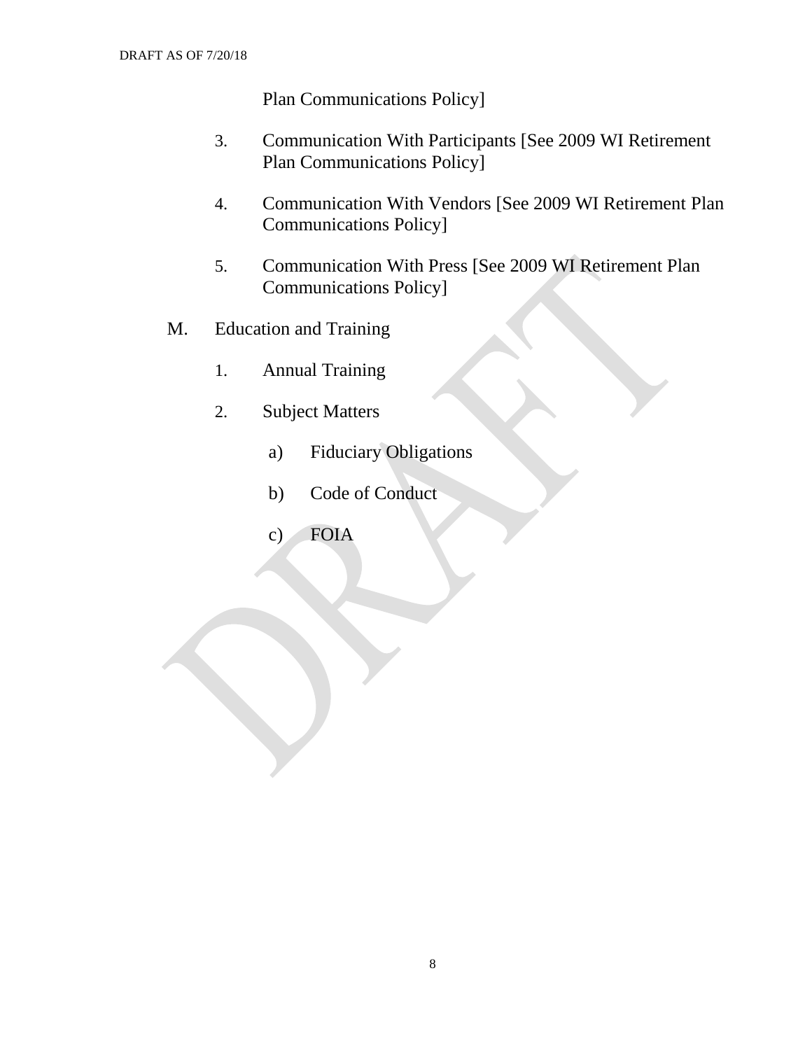Plan Communications Policy]

3. Communication With Participants [See 2009 WI Retirement Plan Communications Policy]

4. Communication With Vendors [See 2009 WI Retirement Plan Communications Policy]

5. Communication With Press [See 2009 WI Retirement Plan Communications Policy]

M. Education and Training

1. Annual Training

2. Subject Matters

a) Fiduciary Obligations

b) Code of Conduct

c) FOIA